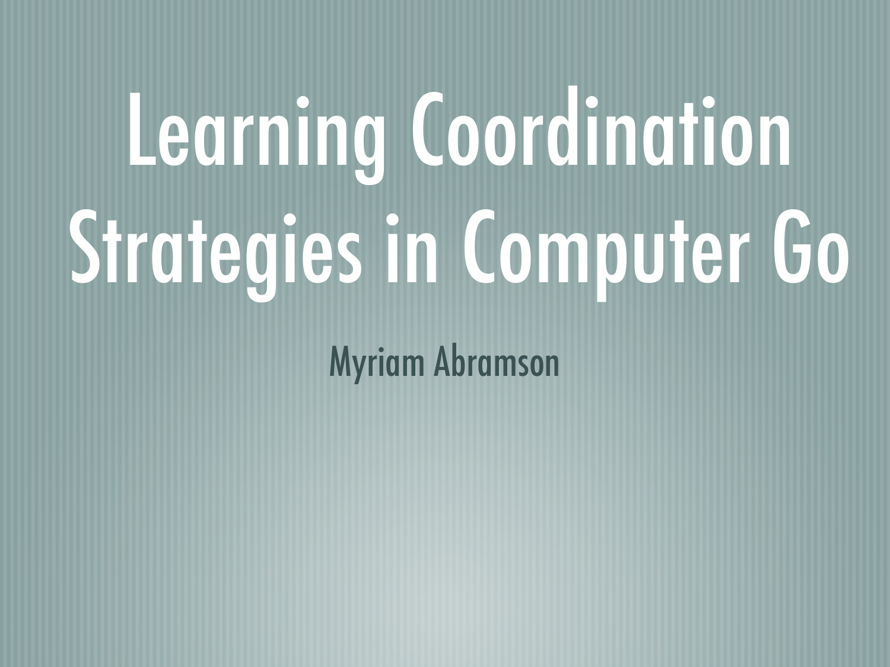# Learning Coordination Strategies in Computer Go

Myriam Abramson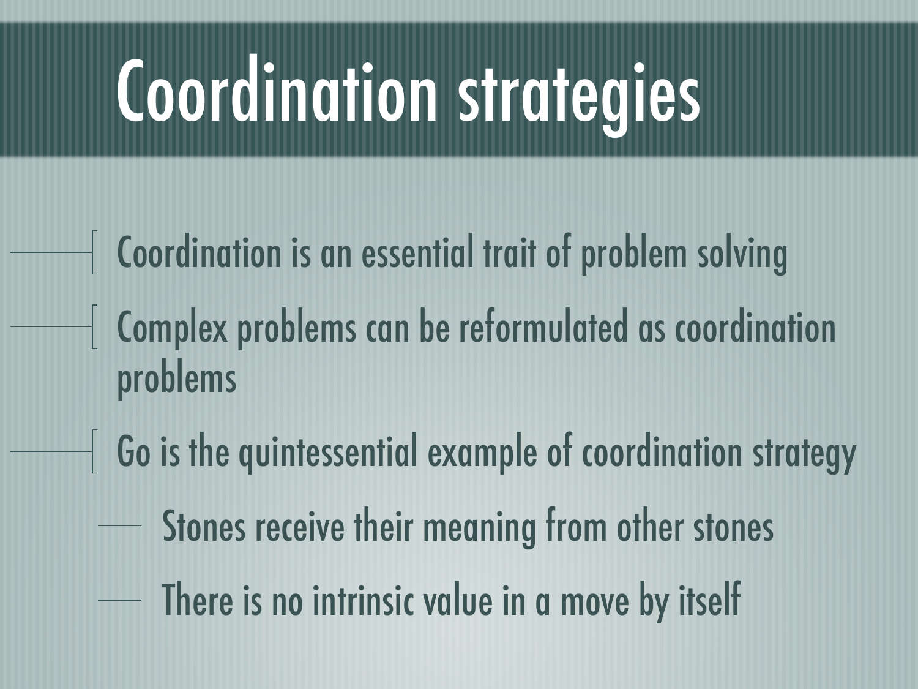# Coordination strategies

- Coordination is an essential trait of problem solving
- Complex problems can be reformulated as coordination problems
- Go is the quintessential example of coordination strategy
  - Stones receive their meaning from other stones
  - There is no intrinsic value in a move by itself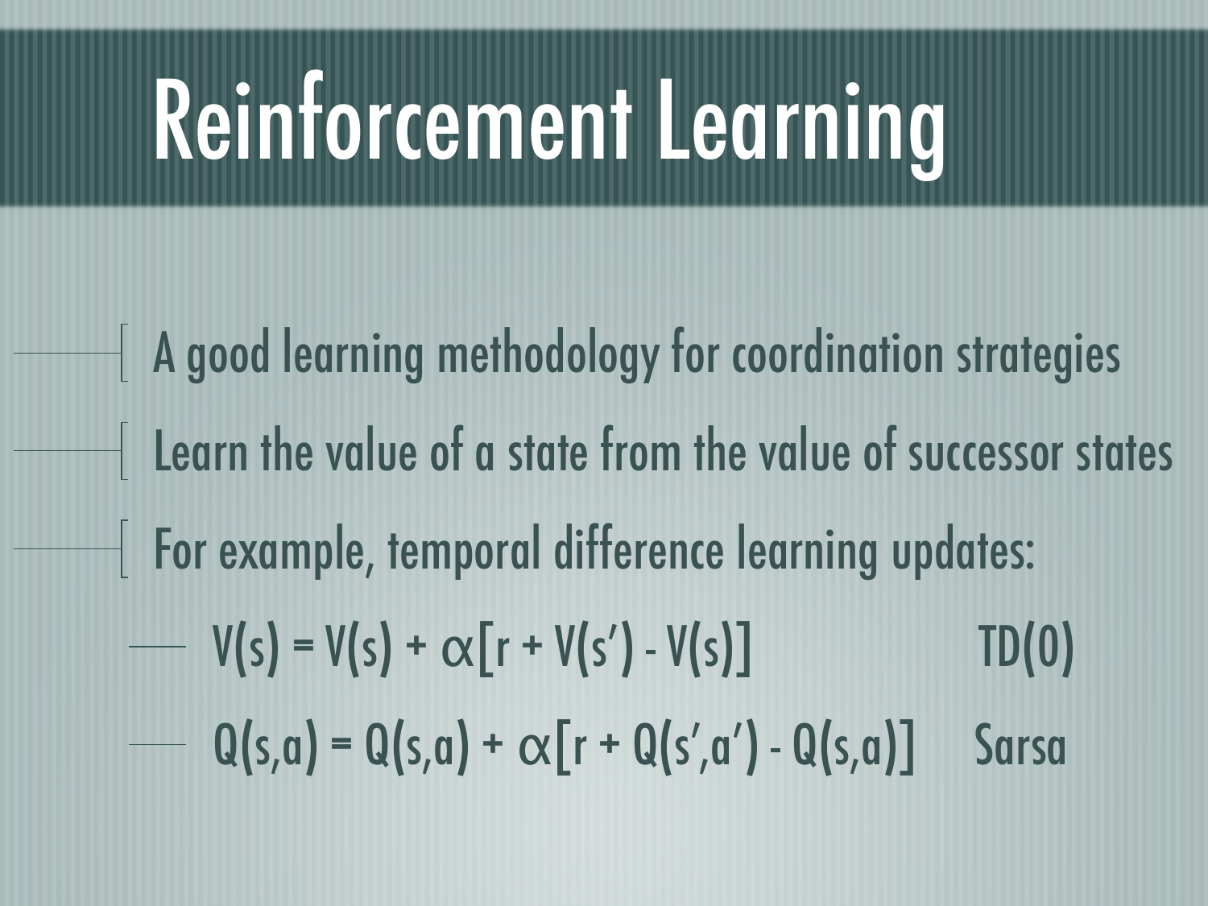# Reinforcement Learning

- A good learning methodology for coordination strategies
- Learn the value of a state from the value of successor states
- For example, temporal difference learning updates:
  - $V(s) = V(s) + \alpha[r + V(s') - V(s)]$ TD(0)
  - $Q(s,a) = Q(s,a) + \alpha[r + Q(s',a') - Q(s,a)]$ Sarsa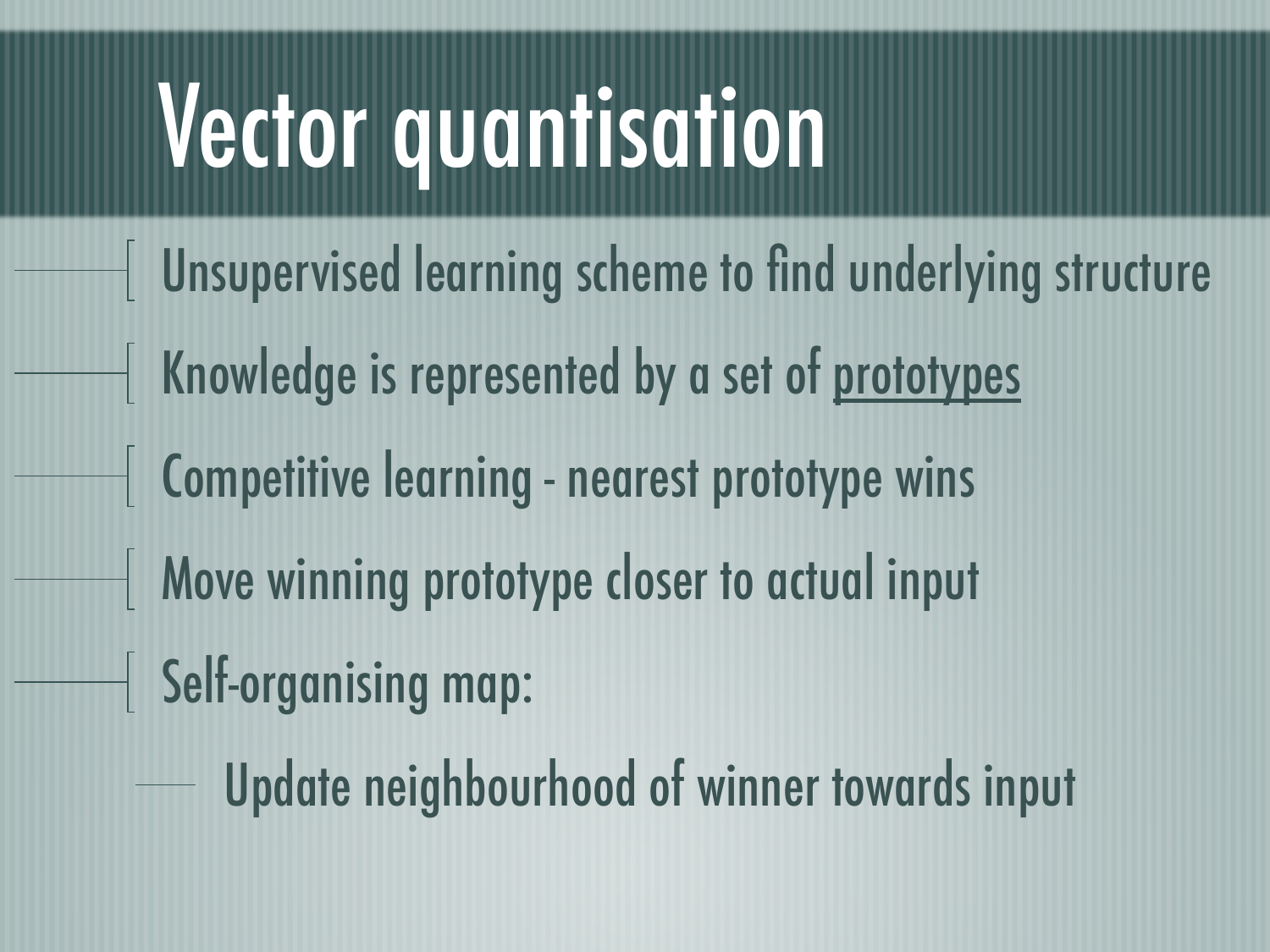# Vector quantisation

- Unsupervised learning scheme to find underlying structure
- Knowledge is represented by a set of <u>prototypes</u>
- Competitive learning - nearest prototype wins
- Move winning prototype closer to actual input
- Self-organising map:
  - Update neighbourhood of winner towards input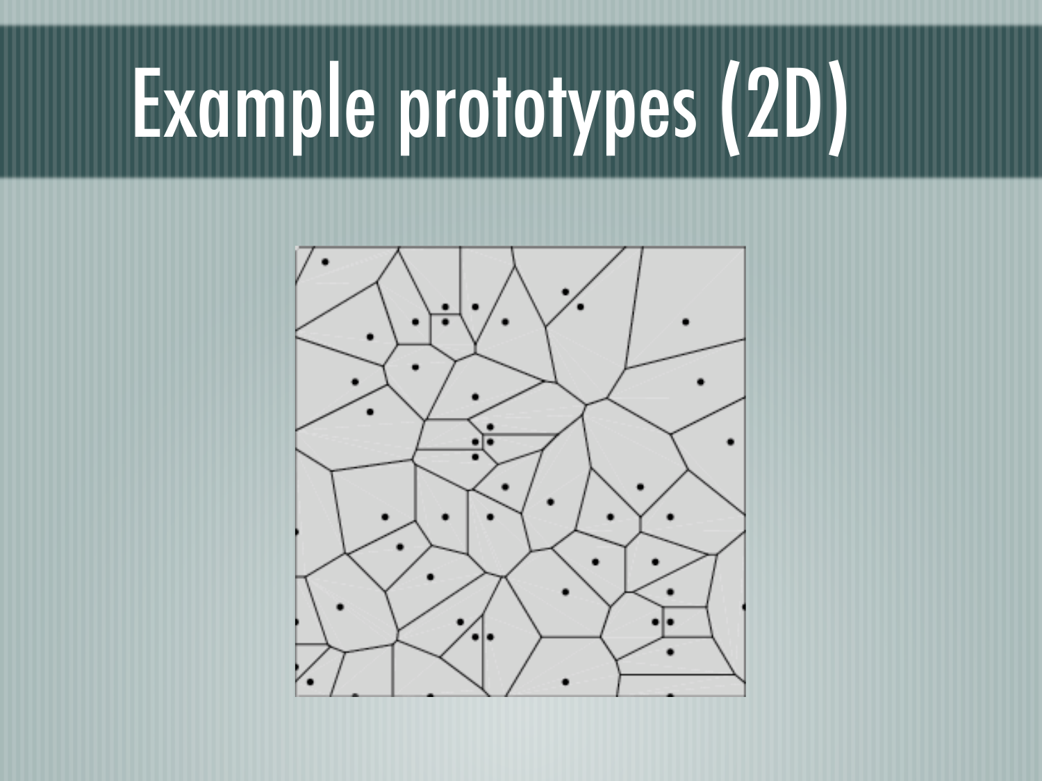# Example prototypes (2D)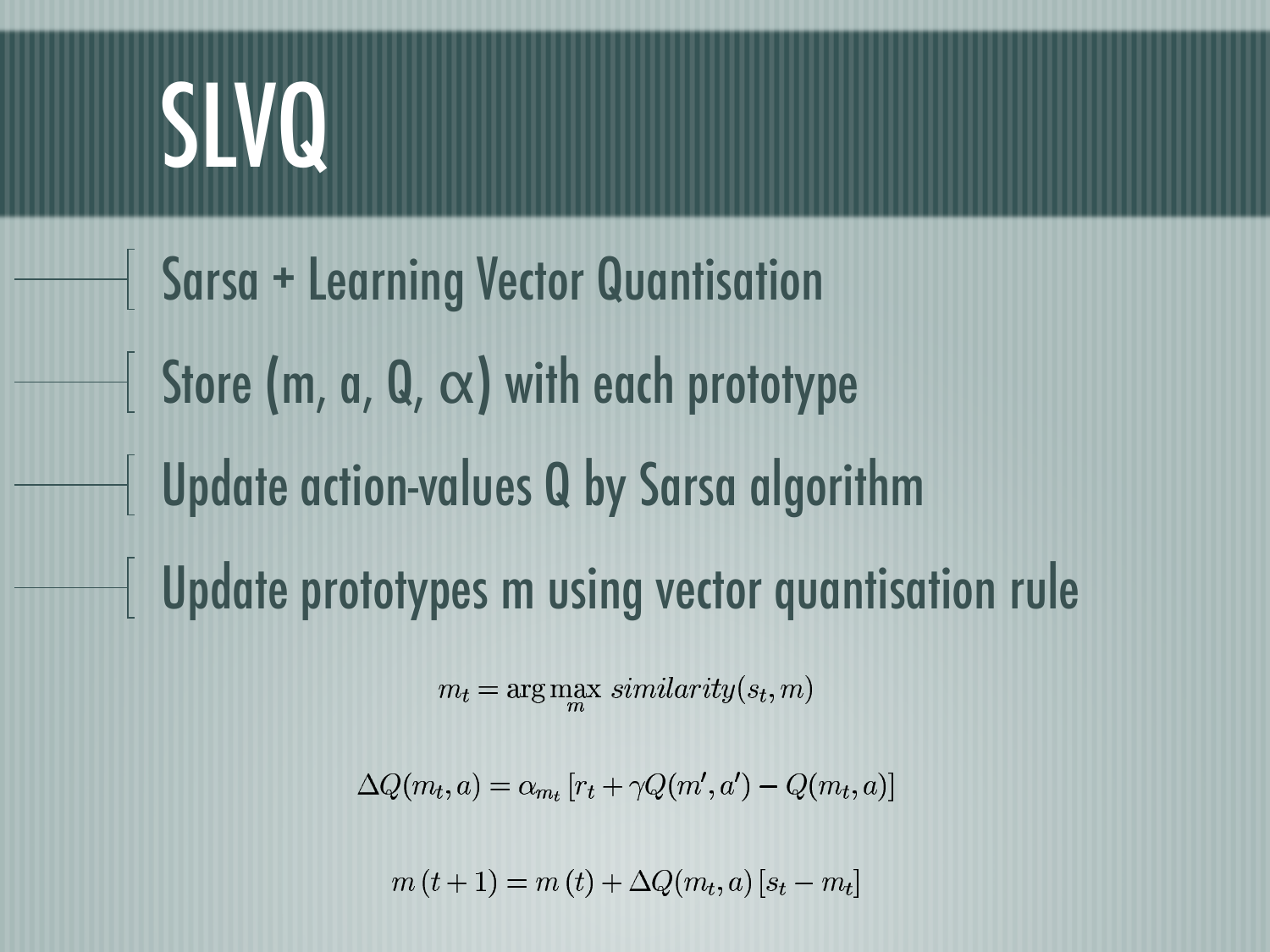# SLVQ

- Sarsa + Learning Vector Quantisation
- Store (m, a, Q, $\alpha$) with each prototype
- Update action-values Q by Sarsa algorithm
- Update prototypes m using vector quantisation rule

$$m_t = \arg\max_m \; similarity(s_t, m)$$

$$\Delta Q(m_t, a) = \alpha_{m_t} \left[ r_t + \gamma Q(m', a') - Q(m_t, a) \right]$$

$$m\,(t+1) = m\,(t) + \Delta Q(m_t, a) \left[ s_t - m_t \right]$$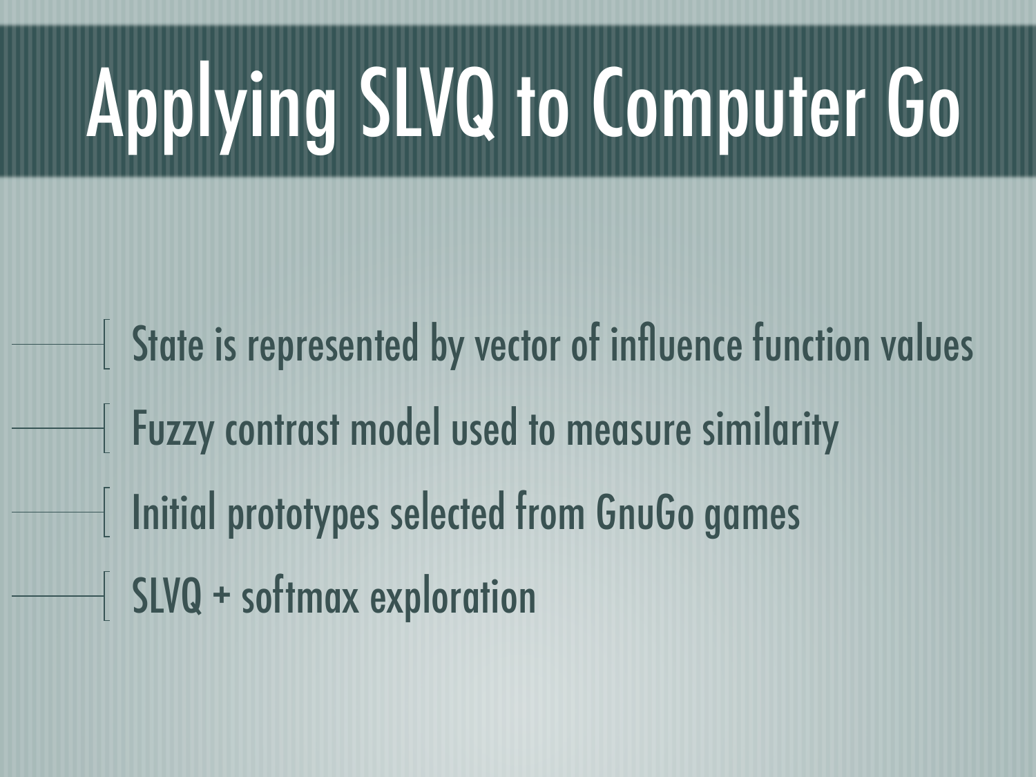# Applying SLVQ to Computer Go

- State is represented by vector of influence function values
- Fuzzy contrast model used to measure similarity
- Initial prototypes selected from GnuGo games
- SLVQ + softmax exploration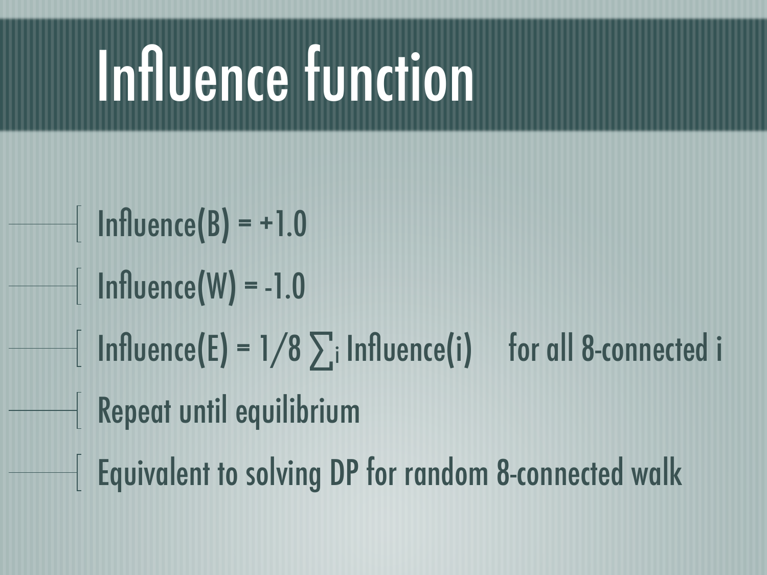# Influence function

- Influence(B) = +1.0
- Influence(W) = -1.0
- Influence(E) = $1/8 \sum_i$ Influence(i)     for all 8-connected i
- Repeat until equilibrium
- Equivalent to solving DP for random 8-connected walk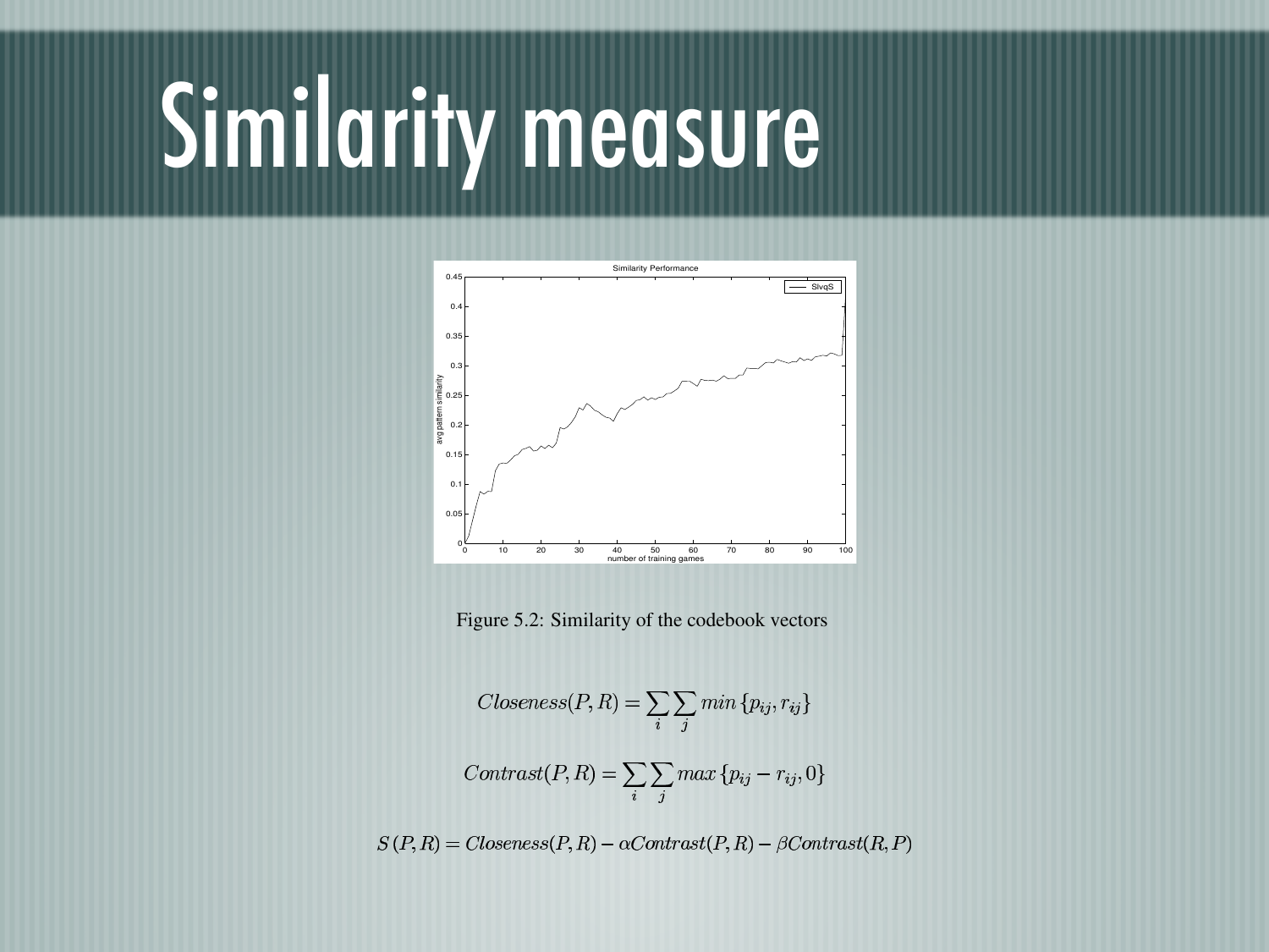# Similarity measure

Figure 5.2: Similarity of the codebook vectors

$$Closeness(P, R) = \sum_i \sum_j min\{p_{ij}, r_{ij}\}$$

$$Contrast(P, R) = \sum_i \sum_j max\{p_{ij} - r_{ij}, 0\}$$

$$S(P, R) = Closeness(P, R) - \alpha Contrast(P, R) - \beta Contrast(R, P)$$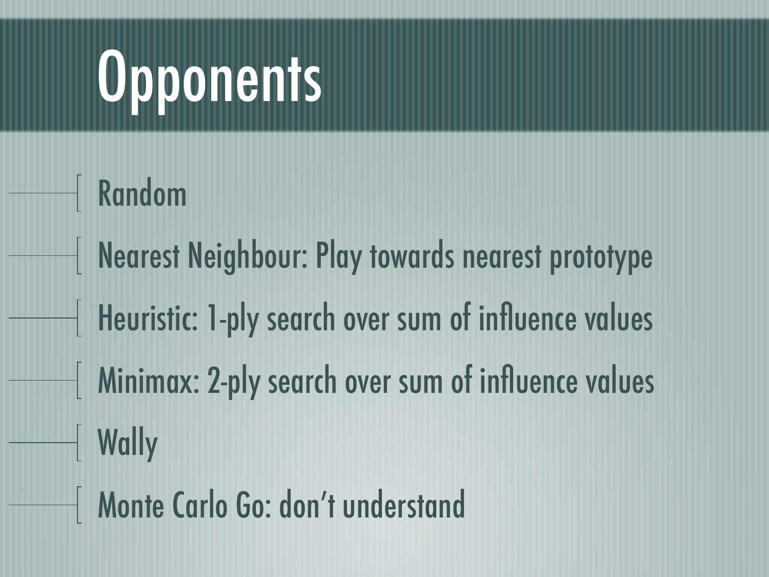# Opponents

- Random
- Nearest Neighbour: Play towards nearest prototype
- Heuristic: 1-ply search over sum of influence values
- Minimax: 2-ply search over sum of influence values
- Wally
- Monte Carlo Go: don’t understand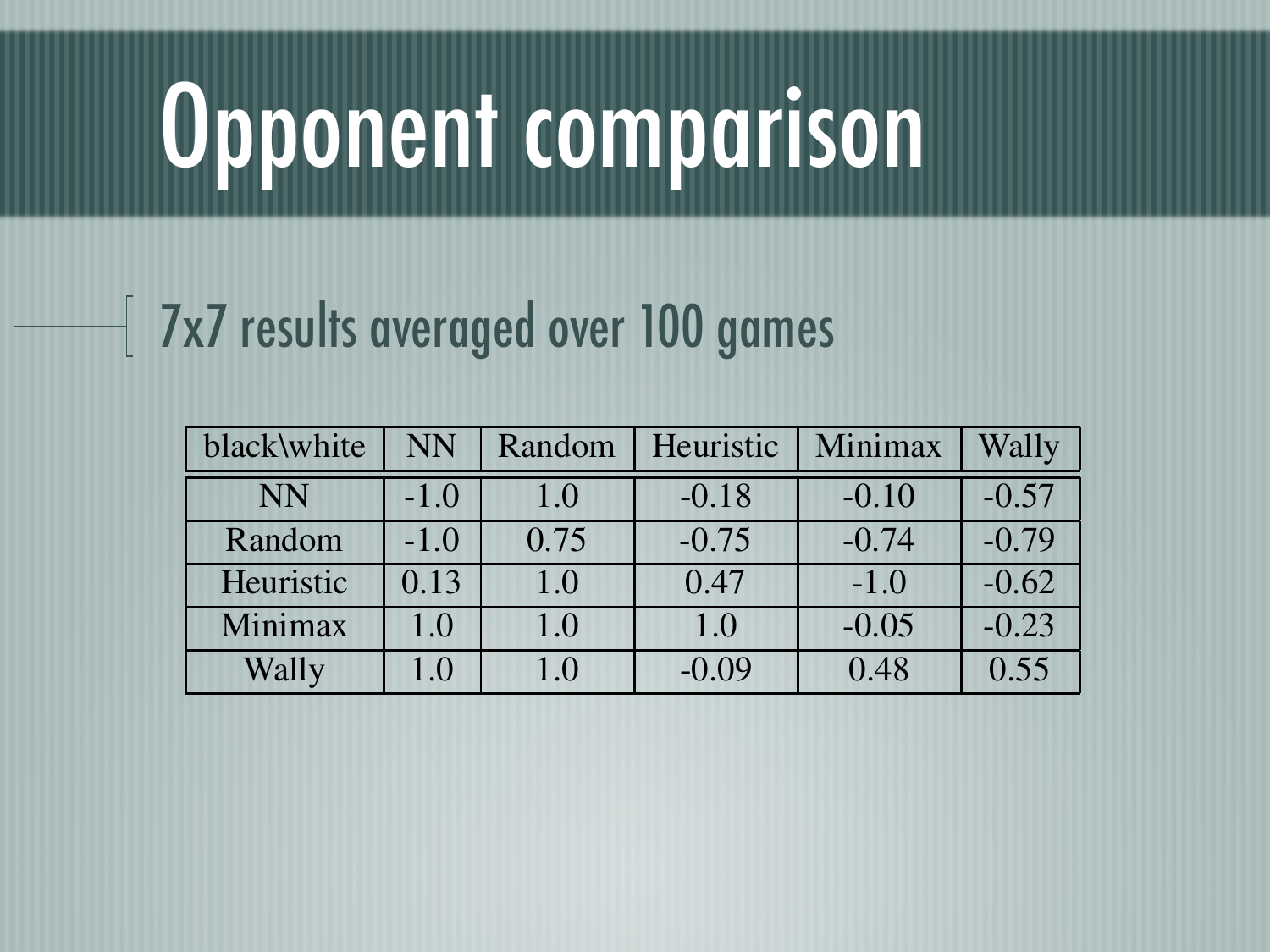# Opponent comparison

- 7x7 results averaged over 100 games

| black\white | NN | Random | Heuristic | Minimax | Wally |
|---|---|---|---|---|---|
| NN | -1.0 | 1.0 | -0.18 | -0.10 | -0.57 |
| Random | -1.0 | 0.75 | -0.75 | -0.74 | -0.79 |
| Heuristic | 0.13 | 1.0 | 0.47 | -1.0 | -0.62 |
| Minimax | 1.0 | 1.0 | 1.0 | -0.05 | -0.23 |
| Wally | 1.0 | 1.0 | -0.09 | 0.48 | 0.55 |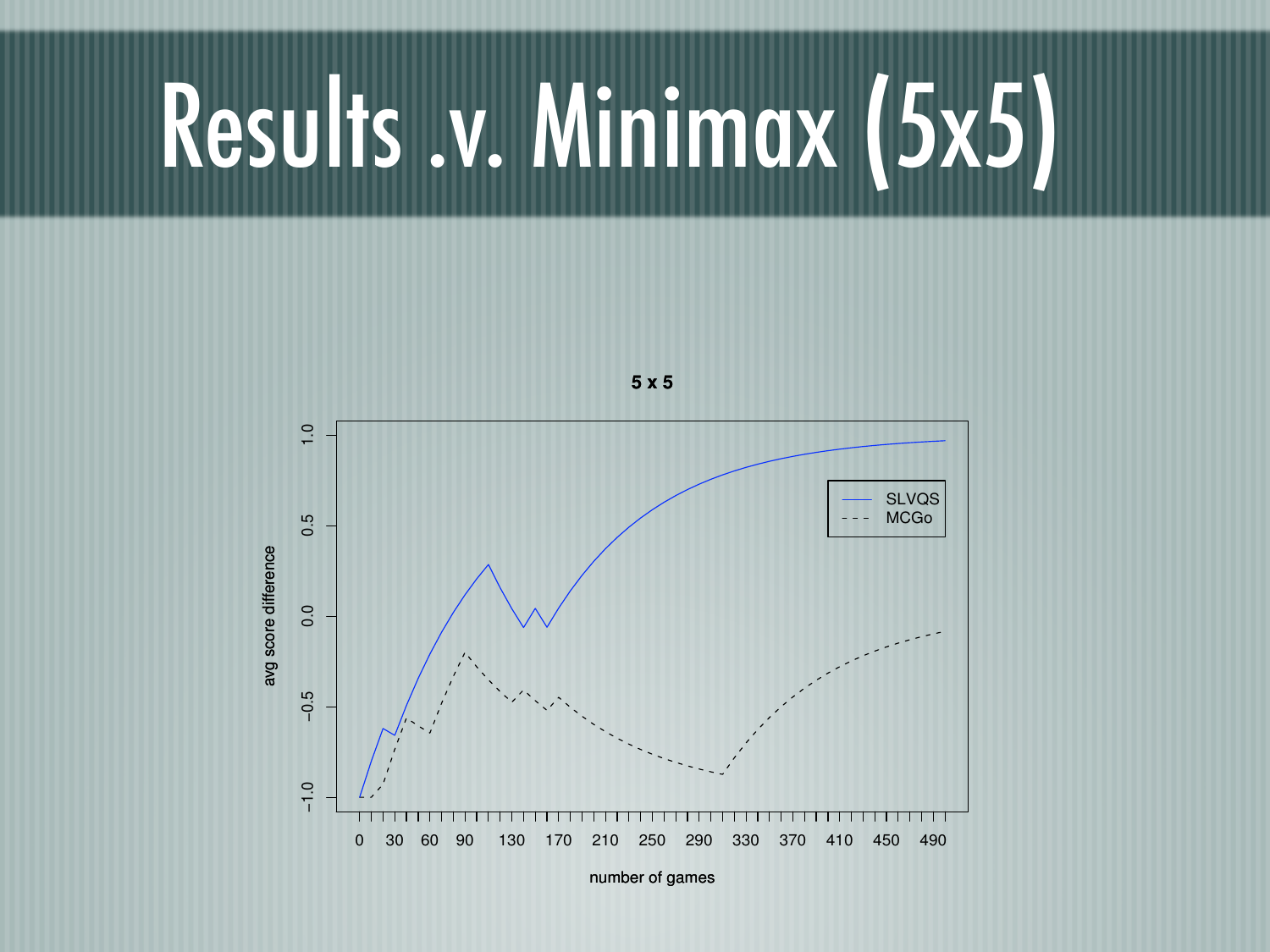# Results .v. Minimax (5x5)

5 x 5

avg score difference

number of games

SLVQS

MCGo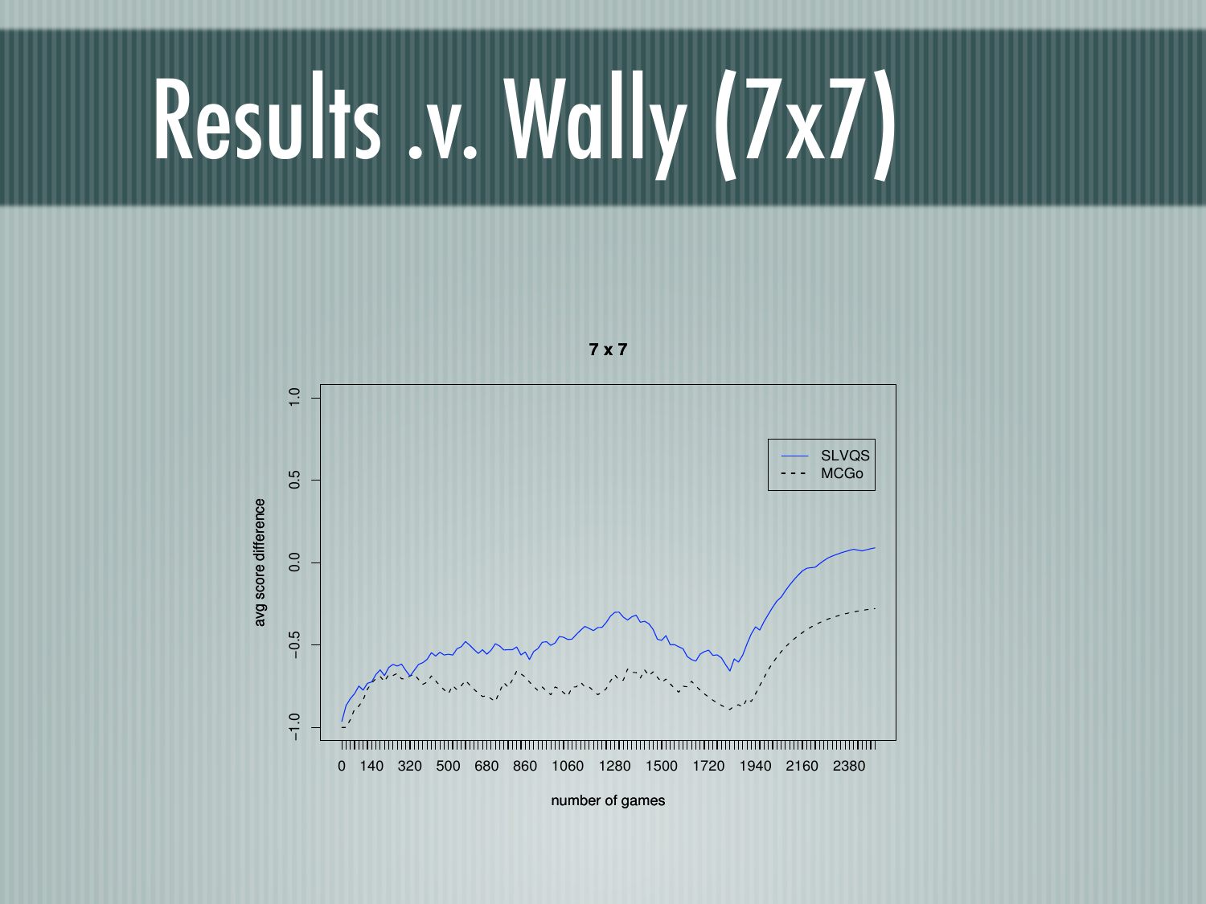# Results .v. Wally (7x7)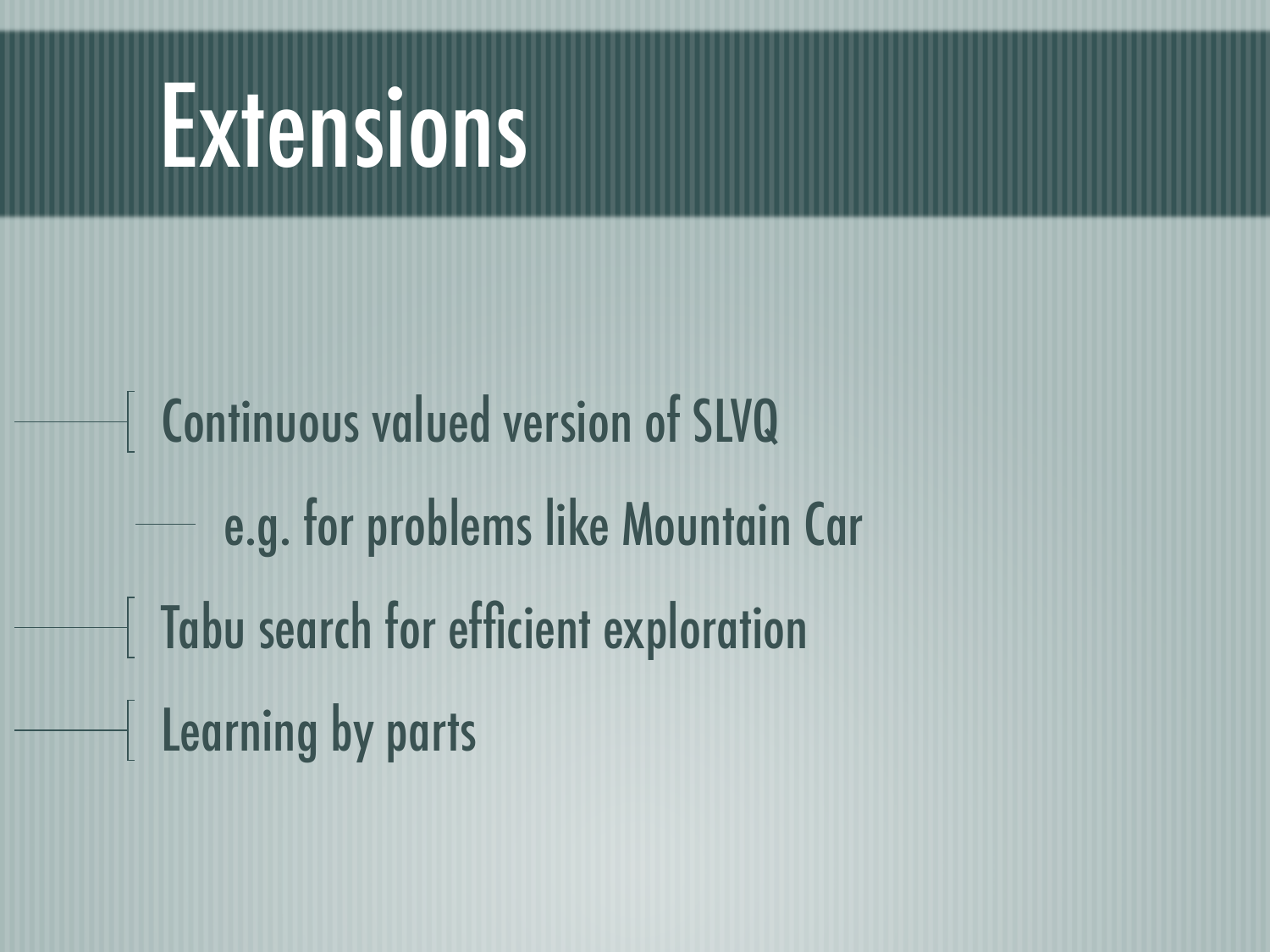# Extensions

- Continuous valued version of SLVQ
  - e.g. for problems like Mountain Car
- Tabu search for efficient exploration
- Learning by parts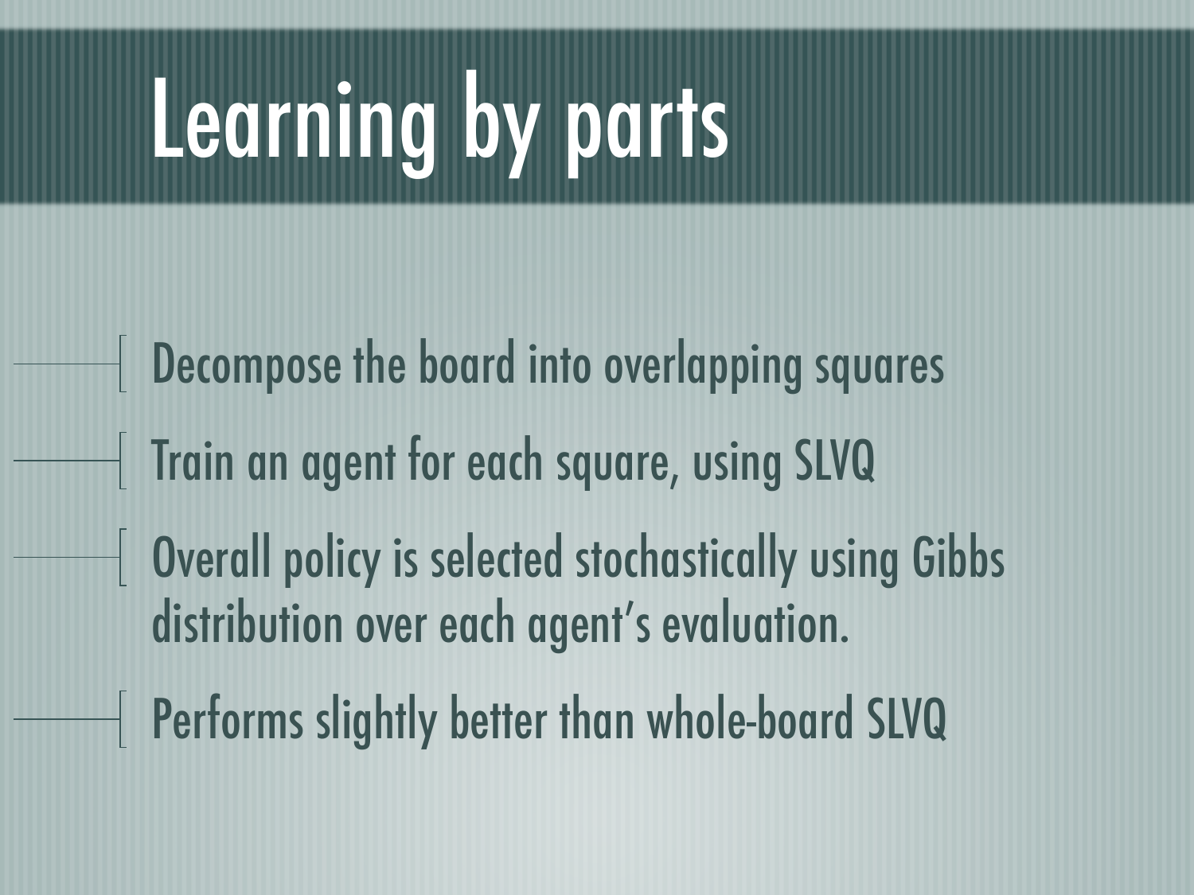# Learning by parts

- Decompose the board into overlapping squares
- Train an agent for each square, using SLVQ
- Overall policy is selected stochastically using Gibbs distribution over each agent's evaluation.
- Performs slightly better than whole-board SLVQ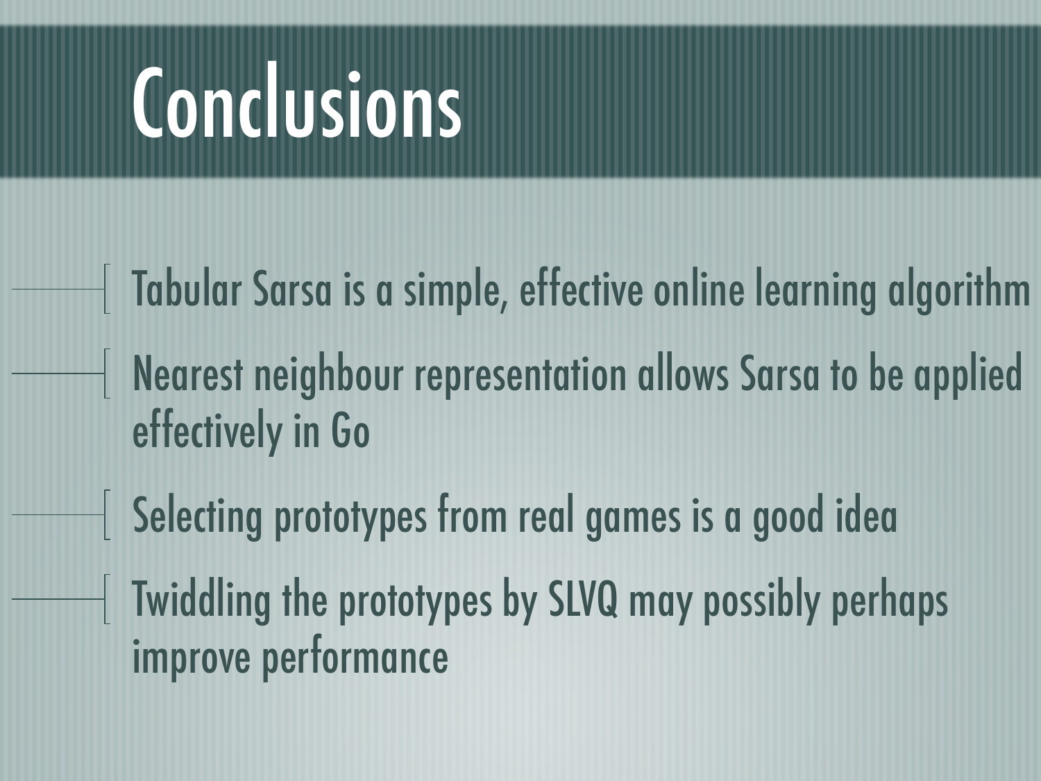# Conclusions

- Tabular Sarsa is a simple, effective online learning algorithm
- Nearest neighbour representation allows Sarsa to be applied effectively in Go
- Selecting prototypes from real games is a good idea
- Twiddling the prototypes by SLVQ may possibly perhaps improve performance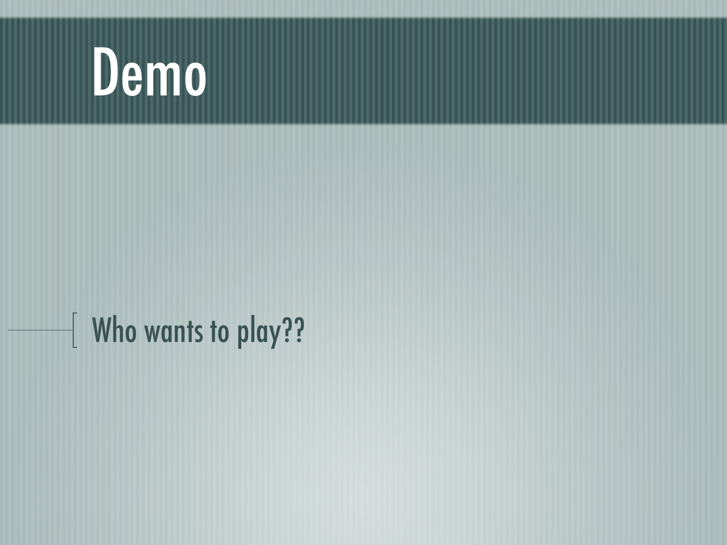# Demo

- Who wants to play??